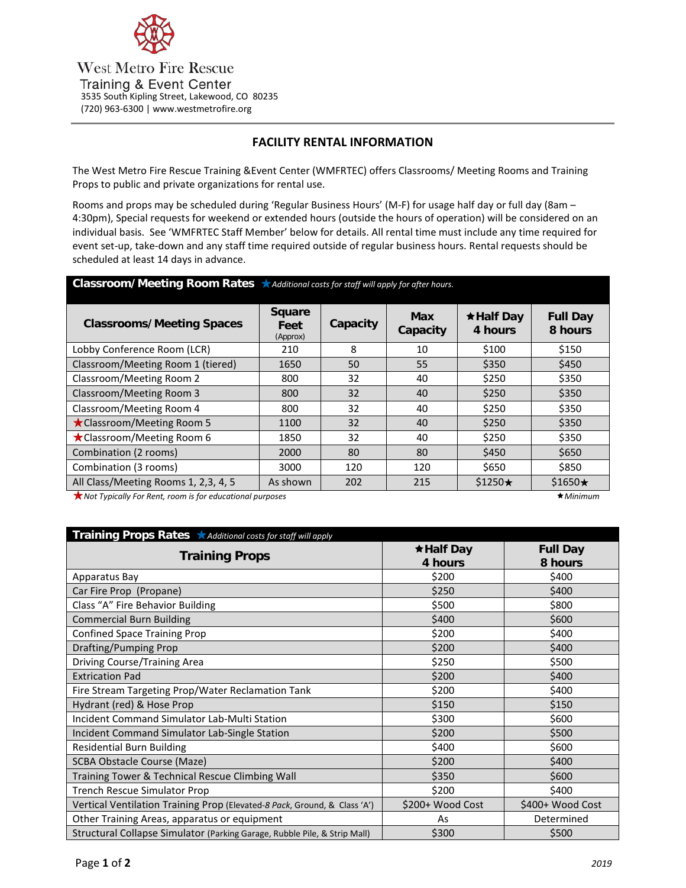West Metro Fire Rescue
Training & Event Center
3535 South Kipling Street, Lakewood, CO 80235
(720) 963-6300 | www.westmetrofire.org

## FACILITY RENTAL INFORMATION

The West Metro Fire Rescue Training &Event Center (WMFRTEC) offers Classrooms/ Meeting Rooms and Training Props to public and private organizations for rental use.

Rooms and props may be scheduled during 'Regular Business Hours' (M-F) for usage half day or full day (8am – 4:30pm), Special requests for weekend or extended hours (outside the hours of operation) will be considered on an individual basis. See 'WMFRTEC Staff Member' below for details. All rental time must include any time required for event set-up, take-down and any staff time required outside of regular business hours. Rental requests should be scheduled at least 14 days in advance.

**Classroom/ Meeting Room Rates** ★ *Additional costs for staff will apply for after hours.*

| Classrooms/ Meeting Spaces | Square Feet (Approx) | Capacity | Max Capacity | ★Half Day 4 hours | Full Day 8 hours |
|---|---|---|---|---|---|
| Lobby Conference Room (LCR) | 210 | 8 | 10 | $100 | $150 |
| Classroom/Meeting Room 1 (tiered) | 1650 | 50 | 55 | $350 | $450 |
| Classroom/Meeting Room 2 | 800 | 32 | 40 | $250 | $350 |
| Classroom/Meeting Room 3 | 800 | 32 | 40 | $250 | $350 |
| Classroom/Meeting Room 4 | 800 | 32 | 40 | $250 | $350 |
| ★Classroom/Meeting Room 5 | 1100 | 32 | 40 | $250 | $350 |
| ★Classroom/Meeting Room 6 | 1850 | 32 | 40 | $250 | $350 |
| Combination (2 rooms) | 2000 | 80 | 80 | $450 | $650 |
| Combination (3 rooms) | 3000 | 120 | 120 | $650 | $850 |
| All Class/Meeting Rooms 1, 2,3, 4, 5 | As shown | 202 | 215 | $1250★ | $1650★ |

★ *Not Typically For Rent, room is for educational purposes* ★ *Minimum*

**Training Props Rates** ★ *Additional costs for staff will apply*

| Training Props | ★Half Day 4 hours | Full Day 8 hours |
|---|---|---|
| Apparatus Bay | $200 | $400 |
| Car Fire Prop (Propane) | $250 | $400 |
| Class "A" Fire Behavior Building | $500 | $800 |
| Commercial Burn Building | $400 | $600 |
| Confined Space Training Prop | $200 | $400 |
| Drafting/Pumping Prop | $200 | $400 |
| Driving Course/Training Area | $250 | $500 |
| Extrication Pad | $200 | $400 |
| Fire Stream Targeting Prop/Water Reclamation Tank | $200 | $400 |
| Hydrant (red) & Hose Prop | $150 | $150 |
| Incident Command Simulator Lab-Multi Station | $300 | $600 |
| Incident Command Simulator Lab-Single Station | $200 | $500 |
| Residential Burn Building | $400 | $600 |
| SCBA Obstacle Course (Maze) | $200 | $400 |
| Training Tower & Technical Rescue Climbing Wall | $350 | $600 |
| Trench Rescue Simulator Prop | $200 | $400 |
| Vertical Ventilation Training Prop (Elevated-*8 Pack*, Ground, & Class 'A') | $200+ Wood Cost | $400+ Wood Cost |
| Other Training Areas, apparatus or equipment | As | Determined |
| Structural Collapse Simulator (Parking Garage, Rubble Pile, & Strip Mall) | $300 | $500 |

2019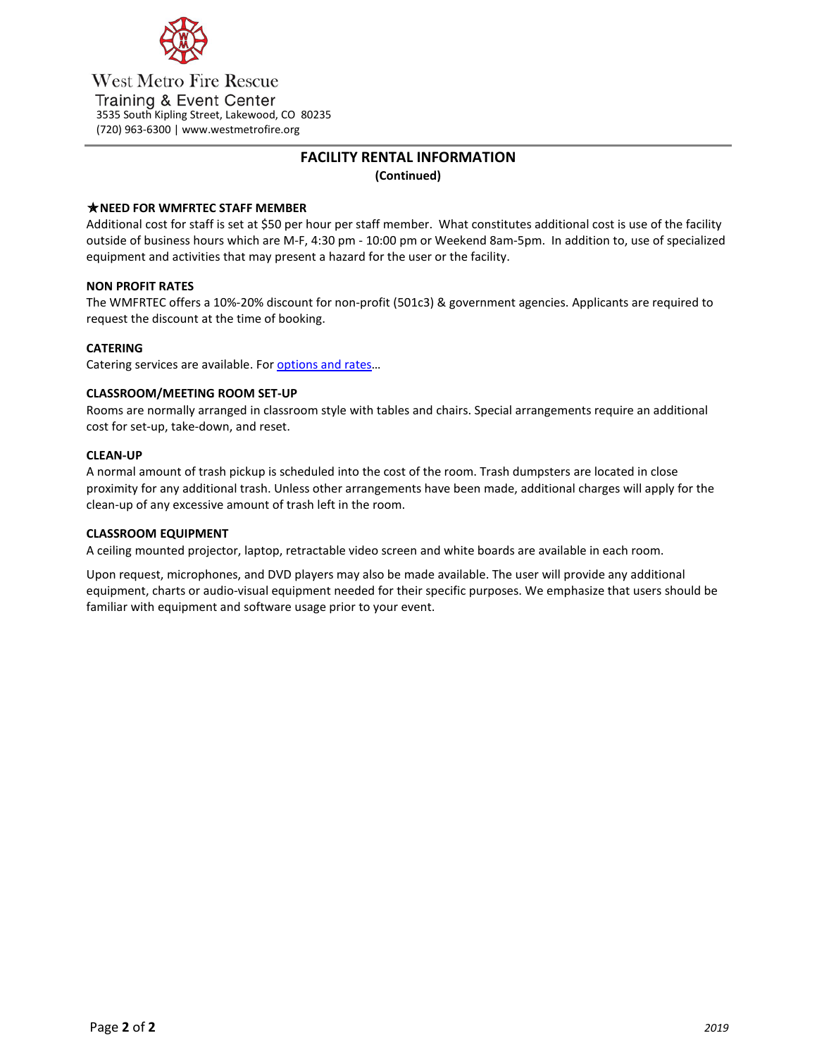West Metro Fire Rescue
Training & Event Center
3535 South Kipling Street, Lakewood, CO 80235
(720) 963-6300 | www.westmetrofire.org

## FACILITY RENTAL INFORMATION
**(Continued)**

### ★NEED FOR WMFRTEC STAFF MEMBER

Additional cost for staff is set at $50 per hour per staff member. What constitutes additional cost is use of the facility outside of business hours which are M-F, 4:30 pm - 10:00 pm or Weekend 8am-5pm. In addition to, use of specialized equipment and activities that may present a hazard for the user or the facility.

### NON PROFIT RATES

The WMFRTEC offers a 10%-20% discount for non-profit (501c3) & government agencies. Applicants are required to request the discount at the time of booking.

### CATERING

Catering services are available. For options and rates…

### CLASSROOM/MEETING ROOM SET-UP

Rooms are normally arranged in classroom style with tables and chairs. Special arrangements require an additional cost for set-up, take-down, and reset.

### CLEAN-UP

A normal amount of trash pickup is scheduled into the cost of the room. Trash dumpsters are located in close proximity for any additional trash. Unless other arrangements have been made, additional charges will apply for the clean-up of any excessive amount of trash left in the room.

### CLASSROOM EQUIPMENT

A ceiling mounted projector, laptop, retractable video screen and white boards are available in each room.

Upon request, microphones, and DVD players may also be made available. The user will provide any additional equipment, charts or audio-visual equipment needed for their specific purposes. We emphasize that users should be familiar with equipment and software usage prior to your event.

*2019*